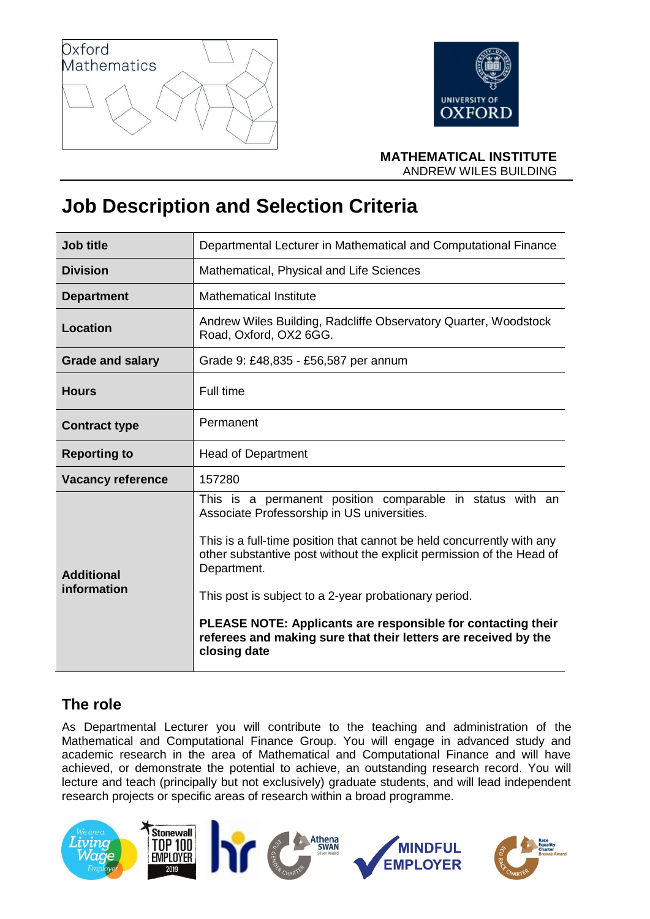Oxford Mathematics

UNIVERSITY OF OXFORD

**MATHEMATICAL INSTITUTE**
ANDREW WILES BUILDING

# Job Description and Selection Criteria

| | |
|---|---|
| **Job title** | Departmental Lecturer in Mathematical and Computational Finance |
| **Division** | Mathematical, Physical and Life Sciences |
| **Department** | Mathematical Institute |
| **Location** | Andrew Wiles Building, Radcliffe Observatory Quarter, Woodstock Road, Oxford, OX2 6GG. |
| **Grade and salary** | Grade 9: £48,835 - £56,587 per annum |
| **Hours** | Full time |
| **Contract type** | Permanent |
| **Reporting to** | Head of Department |
| **Vacancy reference** | 157280 |
| **Additional information** | This is a permanent position comparable in status with an Associate Professorship in US universities.<br><br>This is a full-time position that cannot be held concurrently with any other substantive post without the explicit permission of the Head of Department.<br><br>This post is subject to a 2-year probationary period.<br><br>**PLEASE NOTE: Applicants are responsible for contacting their referees and making sure that their letters are received by the closing date** |

## The role

As Departmental Lecturer you will contribute to the teaching and administration of the Mathematical and Computational Finance Group. You will engage in advanced study and academic research in the area of Mathematical and Computational Finance and will have achieved, or demonstrate the potential to achieve, an outstanding research record. You will lecture and teach (principally but not exclusively) graduate students, and will lead independent research projects or specific areas of research within a broad programme.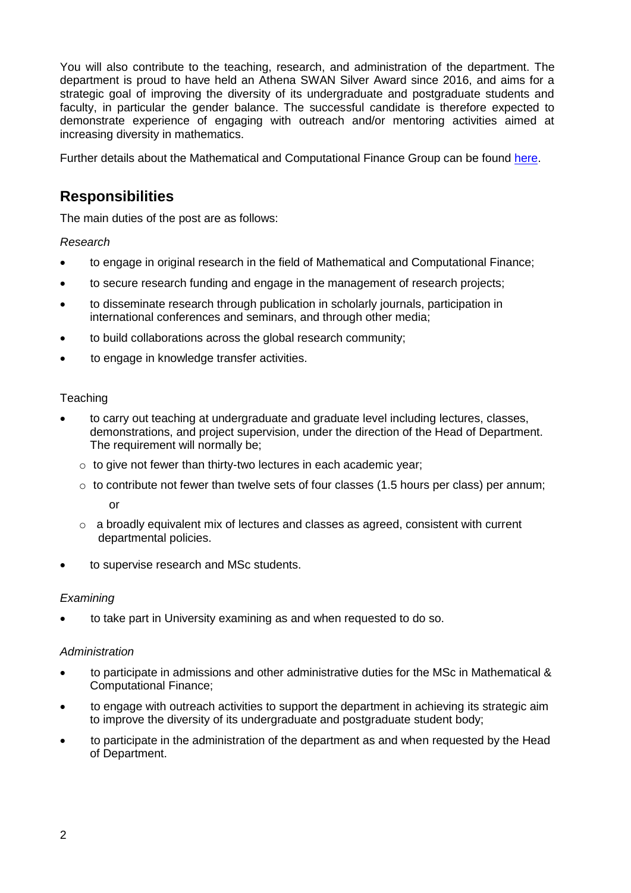You will also contribute to the teaching, research, and administration of the department. The department is proud to have held an Athena SWAN Silver Award since 2016, and aims for a strategic goal of improving the diversity of its undergraduate and postgraduate students and faculty, in particular the gender balance. The successful candidate is therefore expected to demonstrate experience of engaging with outreach and/or mentoring activities aimed at increasing diversity in mathematics.

Further details about the Mathematical and Computational Finance Group can be found here.

## Responsibilities

The main duties of the post are as follows:

*Research*

- to engage in original research in the field of Mathematical and Computational Finance;
- to secure research funding and engage in the management of research projects;
- to disseminate research through publication in scholarly journals, participation in international conferences and seminars, and through other media;
- to build collaborations across the global research community;
- to engage in knowledge transfer activities.

Teaching

- to carry out teaching at undergraduate and graduate level including lectures, classes, demonstrations, and project supervision, under the direction of the Head of Department. The requirement will normally be;
  - to give not fewer than thirty-two lectures in each academic year;
  - to contribute not fewer than twelve sets of four classes (1.5 hours per class) per annum;

    or
  - a broadly equivalent mix of lectures and classes as agreed, consistent with current departmental policies.
- to supervise research and MSc students.

*Examining*

- to take part in University examining as and when requested to do so.

*Administration*

- to participate in admissions and other administrative duties for the MSc in Mathematical & Computational Finance;
- to engage with outreach activities to support the department in achieving its strategic aim to improve the diversity of its undergraduate and postgraduate student body;
- to participate in the administration of the department as and when requested by the Head of Department.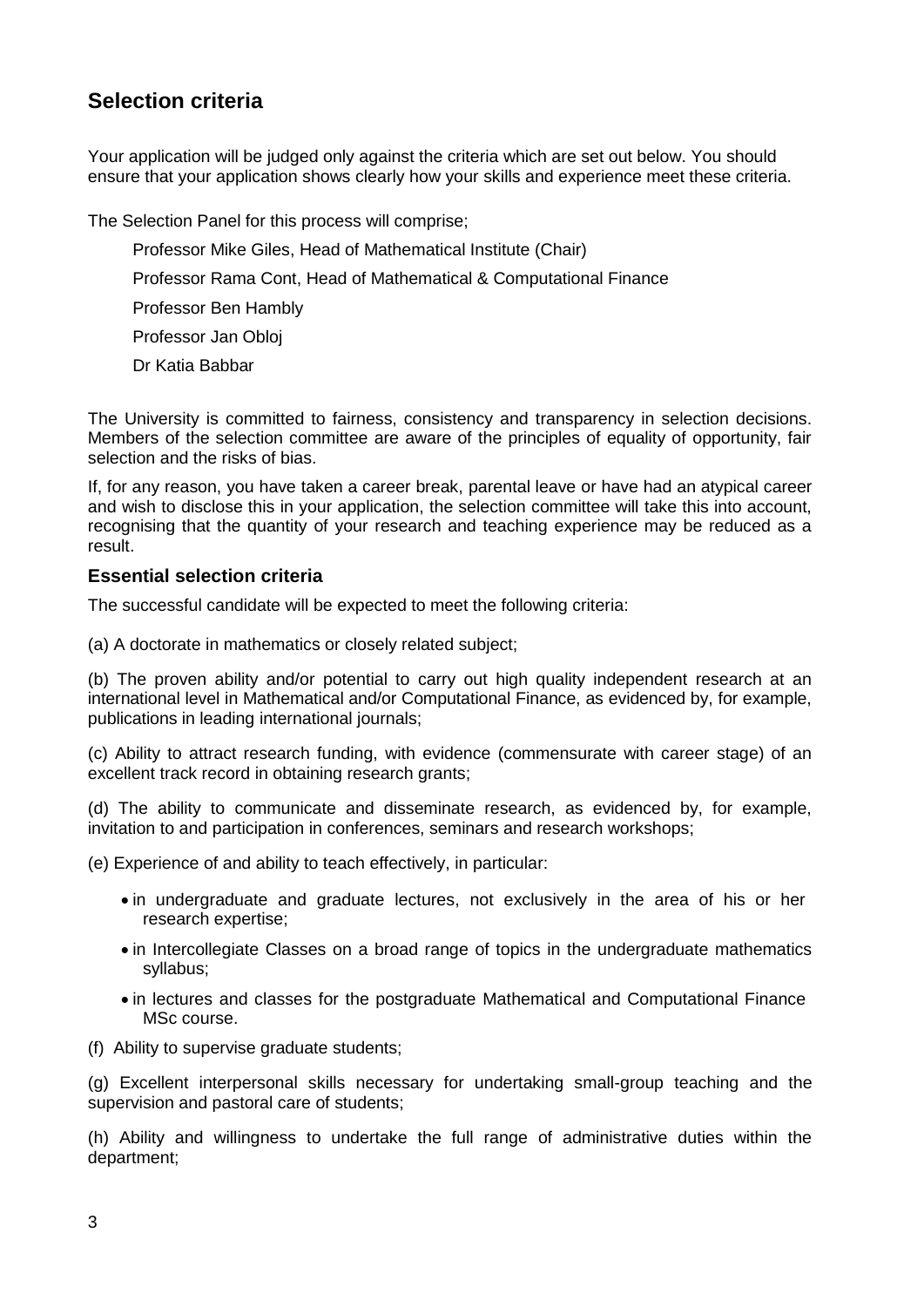## Selection criteria

Your application will be judged only against the criteria which are set out below. You should ensure that your application shows clearly how your skills and experience meet these criteria.

The Selection Panel for this process will comprise;

Professor Mike Giles, Head of Mathematical Institute (Chair)

Professor Rama Cont, Head of Mathematical & Computational Finance

Professor Ben Hambly

Professor Jan Obloj

Dr Katia Babbar

The University is committed to fairness, consistency and transparency in selection decisions. Members of the selection committee are aware of the principles of equality of opportunity, fair selection and the risks of bias.

If, for any reason, you have taken a career break, parental leave or have had an atypical career and wish to disclose this in your application, the selection committee will take this into account, recognising that the quantity of your research and teaching experience may be reduced as a result.

### Essential selection criteria

The successful candidate will be expected to meet the following criteria:

(a) A doctorate in mathematics or closely related subject;

(b) The proven ability and/or potential to carry out high quality independent research at an international level in Mathematical and/or Computational Finance, as evidenced by, for example, publications in leading international journals;

(c) Ability to attract research funding, with evidence (commensurate with career stage) of an excellent track record in obtaining research grants;

(d) The ability to communicate and disseminate research, as evidenced by, for example, invitation to and participation in conferences, seminars and research workshops;

(e) Experience of and ability to teach effectively, in particular:

- in undergraduate and graduate lectures, not exclusively in the area of his or her research expertise;
- in Intercollegiate Classes on a broad range of topics in the undergraduate mathematics syllabus;
- in lectures and classes for the postgraduate Mathematical and Computational Finance MSc course.

(f) Ability to supervise graduate students;

(g) Excellent interpersonal skills necessary for undertaking small-group teaching and the supervision and pastoral care of students;

(h) Ability and willingness to undertake the full range of administrative duties within the department;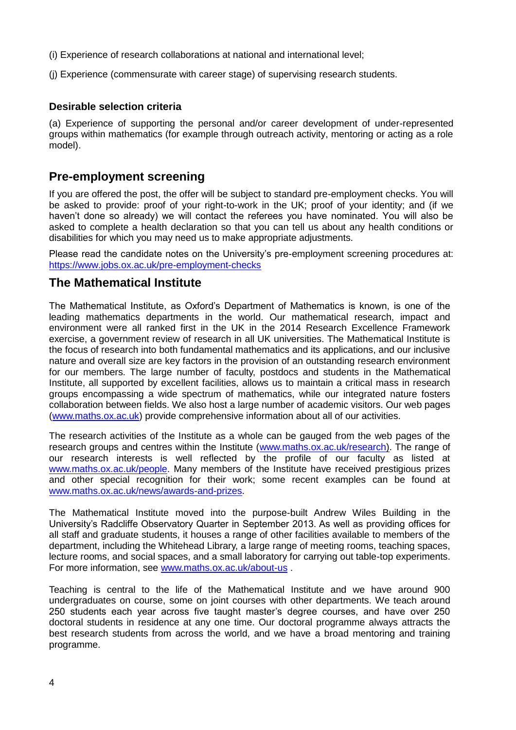(i) Experience of research collaborations at national and international level;

(j) Experience (commensurate with career stage) of supervising research students.

### Desirable selection criteria

(a) Experience of supporting the personal and/or career development of under-represented groups within mathematics (for example through outreach activity, mentoring or acting as a role model).

## Pre-employment screening

If you are offered the post, the offer will be subject to standard pre-employment checks. You will be asked to provide: proof of your right-to-work in the UK; proof of your identity; and (if we haven't done so already) we will contact the referees you have nominated. You will also be asked to complete a health declaration so that you can tell us about any health conditions or disabilities for which you may need us to make appropriate adjustments.

Please read the candidate notes on the University's pre-employment screening procedures at: https://www.jobs.ox.ac.uk/pre-employment-checks

## The Mathematical Institute

The Mathematical Institute, as Oxford's Department of Mathematics is known, is one of the leading mathematics departments in the world. Our mathematical research, impact and environment were all ranked first in the UK in the 2014 Research Excellence Framework exercise, a government review of research in all UK universities. The Mathematical Institute is the focus of research into both fundamental mathematics and its applications, and our inclusive nature and overall size are key factors in the provision of an outstanding research environment for our members. The large number of faculty, postdocs and students in the Mathematical Institute, all supported by excellent facilities, allows us to maintain a critical mass in research groups encompassing a wide spectrum of mathematics, while our integrated nature fosters collaboration between fields. We also host a large number of academic visitors. Our web pages (www.maths.ox.ac.uk) provide comprehensive information about all of our activities.

The research activities of the Institute as a whole can be gauged from the web pages of the research groups and centres within the Institute (www.maths.ox.ac.uk/research). The range of our research interests is well reflected by the profile of our faculty as listed at www.maths.ox.ac.uk/people. Many members of the Institute have received prestigious prizes and other special recognition for their work; some recent examples can be found at www.maths.ox.ac.uk/news/awards-and-prizes.

The Mathematical Institute moved into the purpose-built Andrew Wiles Building in the University's Radcliffe Observatory Quarter in September 2013. As well as providing offices for all staff and graduate students, it houses a range of other facilities available to members of the department, including the Whitehead Library, a large range of meeting rooms, teaching spaces, lecture rooms, and social spaces, and a small laboratory for carrying out table-top experiments. For more information, see www.maths.ox.ac.uk/about-us .

Teaching is central to the life of the Mathematical Institute and we have around 900 undergraduates on course, some on joint courses with other departments. We teach around 250 students each year across five taught master's degree courses, and have over 250 doctoral students in residence at any one time. Our doctoral programme always attracts the best research students from across the world, and we have a broad mentoring and training programme.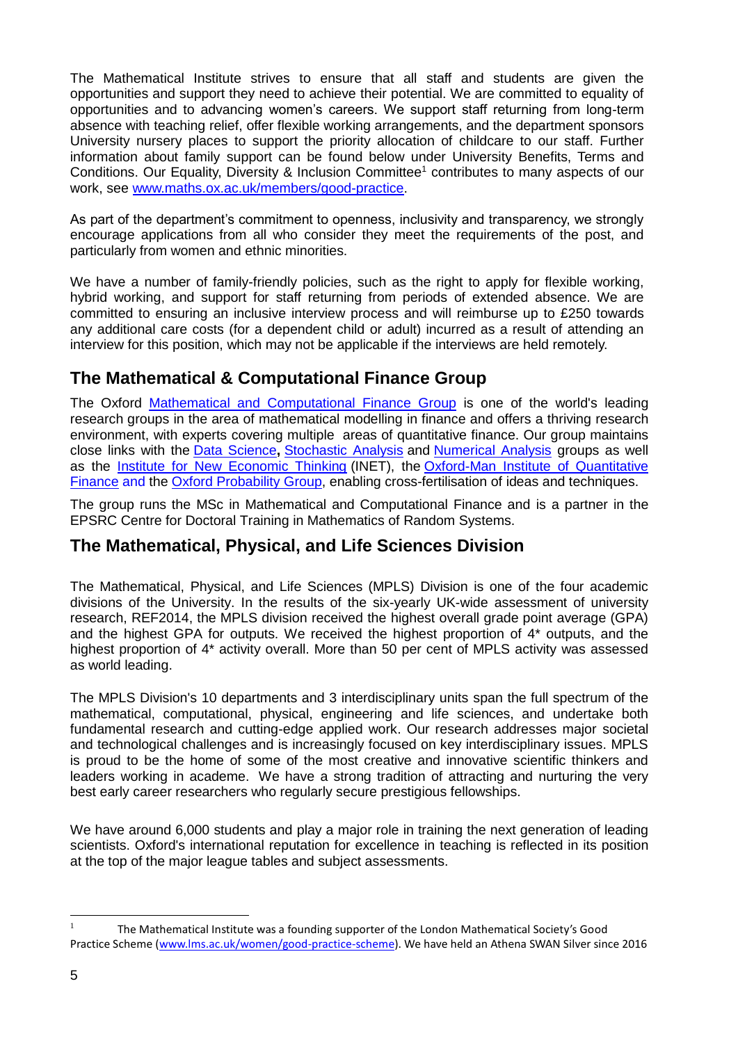The Mathematical Institute strives to ensure that all staff and students are given the opportunities and support they need to achieve their potential. We are committed to equality of opportunities and to advancing women's careers. We support staff returning from long-term absence with teaching relief, offer flexible working arrangements, and the department sponsors University nursery places to support the priority allocation of childcare to our staff. Further information about family support can be found below under University Benefits, Terms and Conditions. Our Equality, Diversity & Inclusion Committee[1] contributes to many aspects of our work, see www.maths.ox.ac.uk/members/good-practice.

As part of the department's commitment to openness, inclusivity and transparency, we strongly encourage applications from all who consider they meet the requirements of the post, and particularly from women and ethnic minorities.

We have a number of family-friendly policies, such as the right to apply for flexible working, hybrid working, and support for staff returning from periods of extended absence. We are committed to ensuring an inclusive interview process and will reimburse up to £250 towards any additional care costs (for a dependent child or adult) incurred as a result of attending an interview for this position, which may not be applicable if the interviews are held remotely.

## The Mathematical & Computational Finance Group

The Oxford Mathematical and Computational Finance Group is one of the world's leading research groups in the area of mathematical modelling in finance and offers a thriving research environment, with experts covering multiple areas of quantitative finance. Our group maintains close links with the Data Science**,** Stochastic Analysis and Numerical Analysis groups as well as the Institute for New Economic Thinking (INET), the Oxford-Man Institute of Quantitative Finance and the Oxford Probability Group, enabling cross-fertilisation of ideas and techniques.

The group runs the MSc in Mathematical and Computational Finance and is a partner in the EPSRC Centre for Doctoral Training in Mathematics of Random Systems.

## The Mathematical, Physical, and Life Sciences Division

The Mathematical, Physical, and Life Sciences (MPLS) Division is one of the four academic divisions of the University. In the results of the six-yearly UK-wide assessment of university research, REF2014, the MPLS division received the highest overall grade point average (GPA) and the highest GPA for outputs. We received the highest proportion of 4* outputs, and the highest proportion of 4* activity overall. More than 50 per cent of MPLS activity was assessed as world leading.

The MPLS Division's 10 departments and 3 interdisciplinary units span the full spectrum of the mathematical, computational, physical, engineering and life sciences, and undertake both fundamental research and cutting-edge applied work. Our research addresses major societal and technological challenges and is increasingly focused on key interdisciplinary issues. MPLS is proud to be the home of some of the most creative and innovative scientific thinkers and leaders working in academe. We have a strong tradition of attracting and nurturing the very best early career researchers who regularly secure prestigious fellowships.

We have around 6,000 students and play a major role in training the next generation of leading scientists. Oxford's international reputation for excellence in teaching is reflected in its position at the top of the major league tables and subject assessments.

---

[1] The Mathematical Institute was a founding supporter of the London Mathematical Society's Good Practice Scheme (www.lms.ac.uk/women/good-practice-scheme). We have held an Athena SWAN Silver since 2016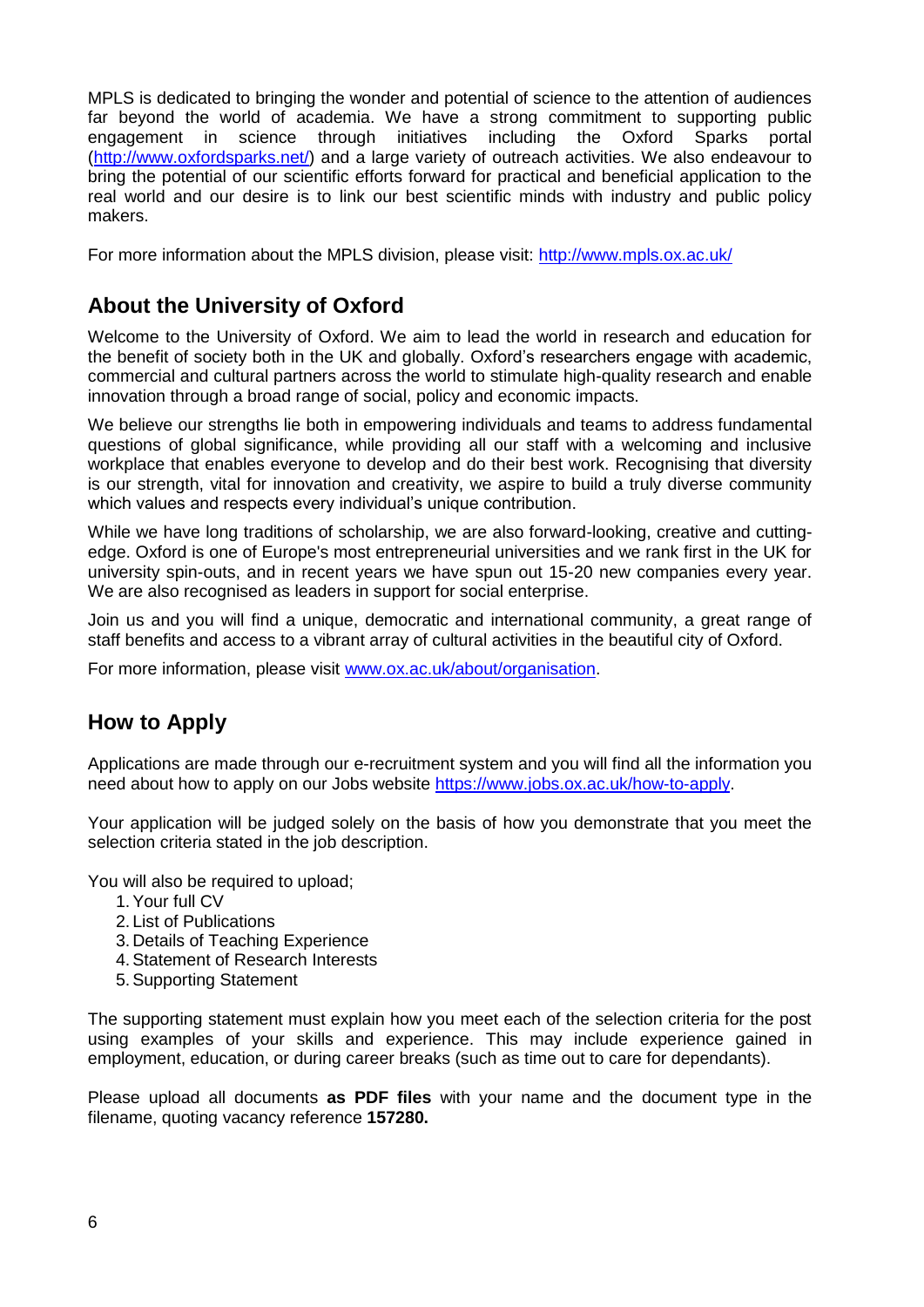MPLS is dedicated to bringing the wonder and potential of science to the attention of audiences far beyond the world of academia. We have a strong commitment to supporting public engagement in science through initiatives including the Oxford Sparks portal (http://www.oxfordsparks.net/) and a large variety of outreach activities. We also endeavour to bring the potential of our scientific efforts forward for practical and beneficial application to the real world and our desire is to link our best scientific minds with industry and public policy makers.

For more information about the MPLS division, please visit: http://www.mpls.ox.ac.uk/

## About the University of Oxford

Welcome to the University of Oxford. We aim to lead the world in research and education for the benefit of society both in the UK and globally. Oxford's researchers engage with academic, commercial and cultural partners across the world to stimulate high-quality research and enable innovation through a broad range of social, policy and economic impacts.

We believe our strengths lie both in empowering individuals and teams to address fundamental questions of global significance, while providing all our staff with a welcoming and inclusive workplace that enables everyone to develop and do their best work. Recognising that diversity is our strength, vital for innovation and creativity, we aspire to build a truly diverse community which values and respects every individual's unique contribution.

While we have long traditions of scholarship, we are also forward-looking, creative and cutting-edge. Oxford is one of Europe's most entrepreneurial universities and we rank first in the UK for university spin-outs, and in recent years we have spun out 15-20 new companies every year. We are also recognised as leaders in support for social enterprise.

Join us and you will find a unique, democratic and international community, a great range of staff benefits and access to a vibrant array of cultural activities in the beautiful city of Oxford.

For more information, please visit www.ox.ac.uk/about/organisation.

## How to Apply

Applications are made through our e-recruitment system and you will find all the information you need about how to apply on our Jobs website https://www.jobs.ox.ac.uk/how-to-apply.

Your application will be judged solely on the basis of how you demonstrate that you meet the selection criteria stated in the job description.

You will also be required to upload;

1. Your full CV
2. List of Publications
3. Details of Teaching Experience
4. Statement of Research Interests
5. Supporting Statement

The supporting statement must explain how you meet each of the selection criteria for the post using examples of your skills and experience. This may include experience gained in employment, education, or during career breaks (such as time out to care for dependants).

Please upload all documents **as PDF files** with your name and the document type in the filename, quoting vacancy reference **157280.**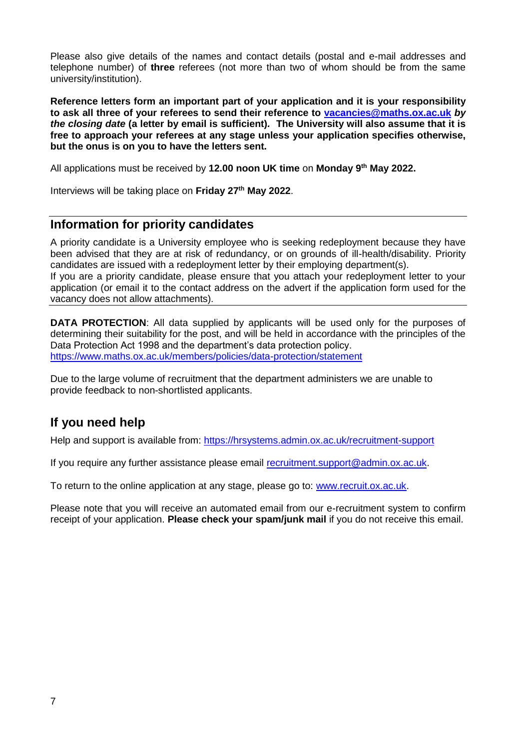Please also give details of the names and contact details (postal and e-mail addresses and telephone number) of **three** referees (not more than two of whom should be from the same university/institution).

**Reference letters form an important part of your application and it is your responsibility to ask all three of your referees to send their reference to [vacancies@maths.ox.ac.uk](mailto:vacancies@maths.ox.ac.uk) *by the closing date* (a letter by email is sufficient). The University will also assume that it is free to approach your referees at any stage unless your application specifies otherwise, but the onus is on you to have the letters sent.**

All applications must be received by **12.00 noon UK time** on **Monday 9th May 2022.**

Interviews will be taking place on **Friday 27th May 2022**.

## Information for priority candidates

A priority candidate is a University employee who is seeking redeployment because they have been advised that they are at risk of redundancy, or on grounds of ill-health/disability. Priority candidates are issued with a redeployment letter by their employing department(s).
If you are a priority candidate, please ensure that you attach your redeployment letter to your application (or email it to the contact address on the advert if the application form used for the vacancy does not allow attachments).

**DATA PROTECTION**: All data supplied by applicants will be used only for the purposes of determining their suitability for the post, and will be held in accordance with the principles of the Data Protection Act 1998 and the department's data protection policy.
https://www.maths.ox.ac.uk/members/policies/data-protection/statement

Due to the large volume of recruitment that the department administers we are unable to provide feedback to non-shortlisted applicants.

## If you need help

Help and support is available from: https://hrsystems.admin.ox.ac.uk/recruitment-support

If you require any further assistance please email [recruitment.support@admin.ox.ac.uk](mailto:recruitment.support@admin.ox.ac.uk).

To return to the online application at any stage, please go to: [www.recruit.ox.ac.uk](http://www.recruit.ox.ac.uk).

Please note that you will receive an automated email from our e-recruitment system to confirm receipt of your application. **Please check your spam/junk mail** if you do not receive this email.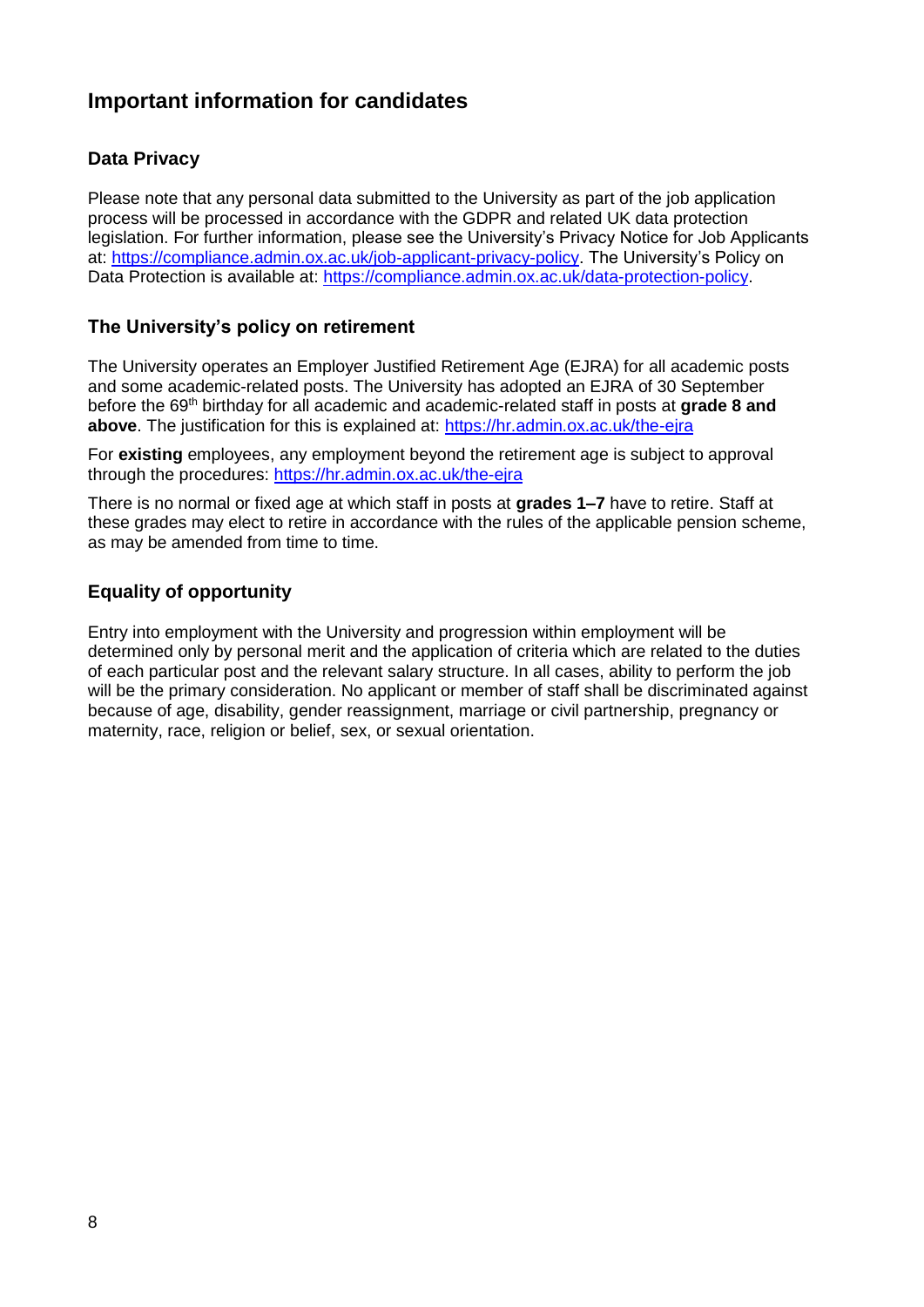## Important information for candidates

### Data Privacy

Please note that any personal data submitted to the University as part of the job application process will be processed in accordance with the GDPR and related UK data protection legislation. For further information, please see the University's Privacy Notice for Job Applicants at: https://compliance.admin.ox.ac.uk/job-applicant-privacy-policy. The University's Policy on Data Protection is available at: https://compliance.admin.ox.ac.uk/data-protection-policy.

### The University's policy on retirement

The University operates an Employer Justified Retirement Age (EJRA) for all academic posts and some academic-related posts. The University has adopted an EJRA of 30 September before the 69th birthday for all academic and academic-related staff in posts at **grade 8 and above**. The justification for this is explained at: https://hr.admin.ox.ac.uk/the-ejra

For **existing** employees, any employment beyond the retirement age is subject to approval through the procedures: https://hr.admin.ox.ac.uk/the-ejra

There is no normal or fixed age at which staff in posts at **grades 1–7** have to retire. Staff at these grades may elect to retire in accordance with the rules of the applicable pension scheme, as may be amended from time to time.

### Equality of opportunity

Entry into employment with the University and progression within employment will be determined only by personal merit and the application of criteria which are related to the duties of each particular post and the relevant salary structure. In all cases, ability to perform the job will be the primary consideration. No applicant or member of staff shall be discriminated against because of age, disability, gender reassignment, marriage or civil partnership, pregnancy or maternity, race, religion or belief, sex, or sexual orientation.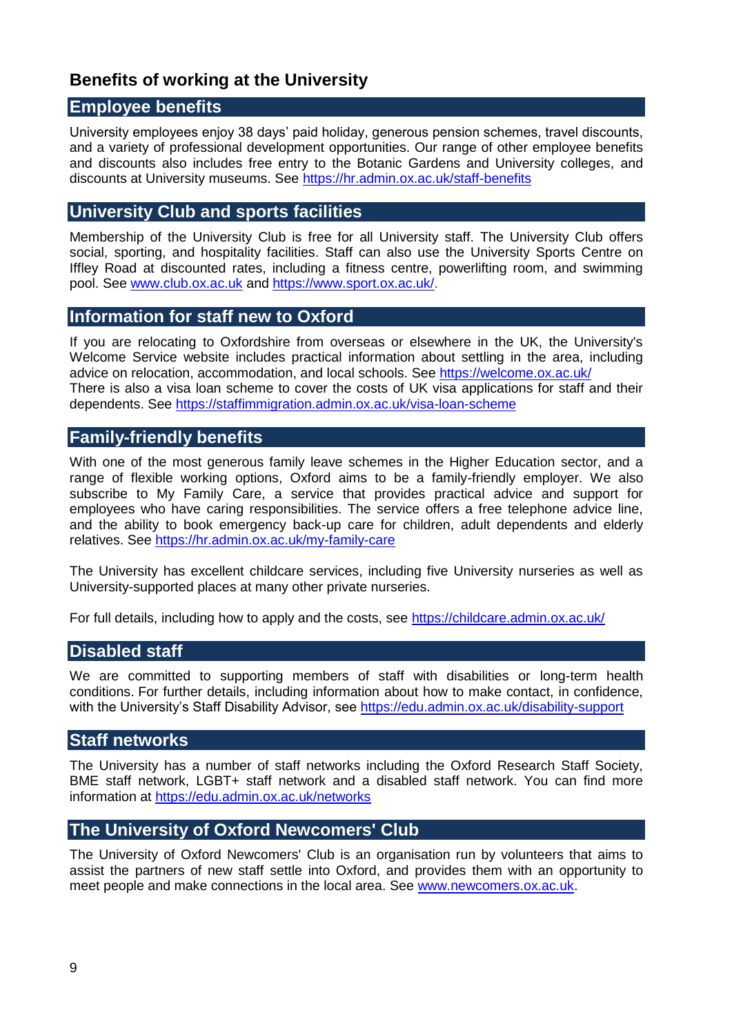## Benefits of working at the University

### Employee benefits

University employees enjoy 38 days' paid holiday, generous pension schemes, travel discounts, and a variety of professional development opportunities. Our range of other employee benefits and discounts also includes free entry to the Botanic Gardens and University colleges, and discounts at University museums. See https://hr.admin.ox.ac.uk/staff-benefits

### University Club and sports facilities

Membership of the University Club is free for all University staff. The University Club offers social, sporting, and hospitality facilities. Staff can also use the University Sports Centre on Iffley Road at discounted rates, including a fitness centre, powerlifting room, and swimming pool. See www.club.ox.ac.uk and https://www.sport.ox.ac.uk/.

### Information for staff new to Oxford

If you are relocating to Oxfordshire from overseas or elsewhere in the UK, the University's Welcome Service website includes practical information about settling in the area, including advice on relocation, accommodation, and local schools. See https://welcome.ox.ac.uk/
There is also a visa loan scheme to cover the costs of UK visa applications for staff and their dependents. See https://staffimmigration.admin.ox.ac.uk/visa-loan-scheme

### Family-friendly benefits

With one of the most generous family leave schemes in the Higher Education sector, and a range of flexible working options, Oxford aims to be a family-friendly employer. We also subscribe to My Family Care, a service that provides practical advice and support for employees who have caring responsibilities. The service offers a free telephone advice line, and the ability to book emergency back-up care for children, adult dependents and elderly relatives. See https://hr.admin.ox.ac.uk/my-family-care

The University has excellent childcare services, including five University nurseries as well as University-supported places at many other private nurseries.

For full details, including how to apply and the costs, see https://childcare.admin.ox.ac.uk/

### Disabled staff

We are committed to supporting members of staff with disabilities or long-term health conditions. For further details, including information about how to make contact, in confidence, with the University's Staff Disability Advisor, see https://edu.admin.ox.ac.uk/disability-support

### Staff networks

The University has a number of staff networks including the Oxford Research Staff Society, BME staff network, LGBT+ staff network and a disabled staff network. You can find more information at https://edu.admin.ox.ac.uk/networks

### The University of Oxford Newcomers' Club

The University of Oxford Newcomers' Club is an organisation run by volunteers that aims to assist the partners of new staff settle into Oxford, and provides them with an opportunity to meet people and make connections in the local area. See www.newcomers.ox.ac.uk.